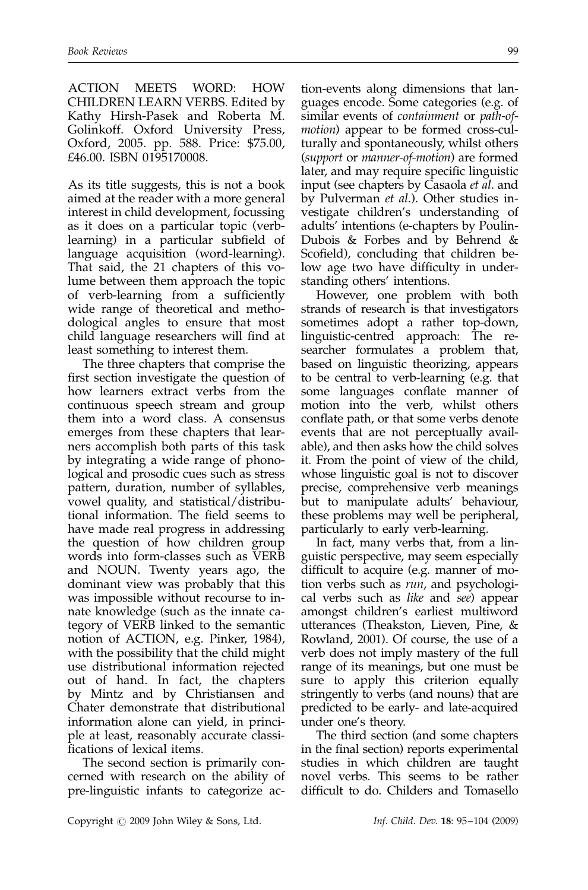ACTION MEETS WORD: HOW CHILDREN LEARN VERBS. Edited by Kathy Hirsh-Pasek and Roberta M. Golinkoff. Oxford University Press, Oxford, 2005. pp. 588. Price: $75.00, £46.00. ISBN 0195170008.

As its title suggests, this is not a book aimed at the reader with a more general interest in child development, focussing as it does on a particular topic (verb-learning) in a particular subfield of language acquisition (word-learning). That said, the 21 chapters of this volume between them approach the topic of verb-learning from a sufficiently wide range of theoretical and methodological angles to ensure that most child language researchers will find at least something to interest them.

The three chapters that comprise the first section investigate the question of how learners extract verbs from the continuous speech stream and group them into a word class. A consensus emerges from these chapters that learners accomplish both parts of this task by integrating a wide range of phonological and prosodic cues such as stress pattern, duration, number of syllables, vowel quality, and statistical/distributional information. The field seems to have made real progress in addressing the question of how children group words into form-classes such as VERB and NOUN. Twenty years ago, the dominant view was probably that this was impossible without recourse to innate knowledge (such as the innate category of VERB linked to the semantic notion of ACTION, e.g. Pinker, 1984), with the possibility that the child might use distributional information rejected out of hand. In fact, the chapters by Mintz and by Christiansen and Chater demonstrate that distributional information alone can yield, in principle at least, reasonably accurate classifications of lexical items.

The second section is primarily concerned with research on the ability of pre-linguistic infants to categorize action-events along dimensions that languages encode. Some categories (e.g. of similar events of *containment* or *path-of-motion*) appear to be formed cross-culturally and spontaneously, whilst others (*support* or *manner-of-motion*) are formed later, and may require specific linguistic input (see chapters by Casaola *et al*. and by Pulverman *et al*.). Other studies investigate children's understanding of adults' intentions (e-chapters by Poulin-Dubois & Forbes and by Behrend & Scofield), concluding that children below age two have difficulty in understanding others' intentions.

However, one problem with both strands of research is that investigators sometimes adopt a rather top-down, linguistic-centred approach: The researcher formulates a problem that, based on linguistic theorizing, appears to be central to verb-learning (e.g. that some languages conflate manner of motion into the verb, whilst others conflate path, or that some verbs denote events that are not perceptually available), and then asks how the child solves it. From the point of view of the child, whose linguistic goal is not to discover precise, comprehensive verb meanings but to manipulate adults' behaviour, these problems may well be peripheral, particularly to early verb-learning.

In fact, many verbs that, from a linguistic perspective, may seem especially difficult to acquire (e.g. manner of motion verbs such as *run*, and psychological verbs such as *like* and *see*) appear amongst children's earliest multiword utterances (Theakston, Lieven, Pine, & Rowland, 2001). Of course, the use of a verb does not imply mastery of the full range of its meanings, but one must be sure to apply this criterion equally stringently to verbs (and nouns) that are predicted to be early- and late-acquired under one's theory.

The third section (and some chapters in the final section) reports experimental studies in which children are taught novel verbs. This seems to be rather difficult to do. Childers and Tomasello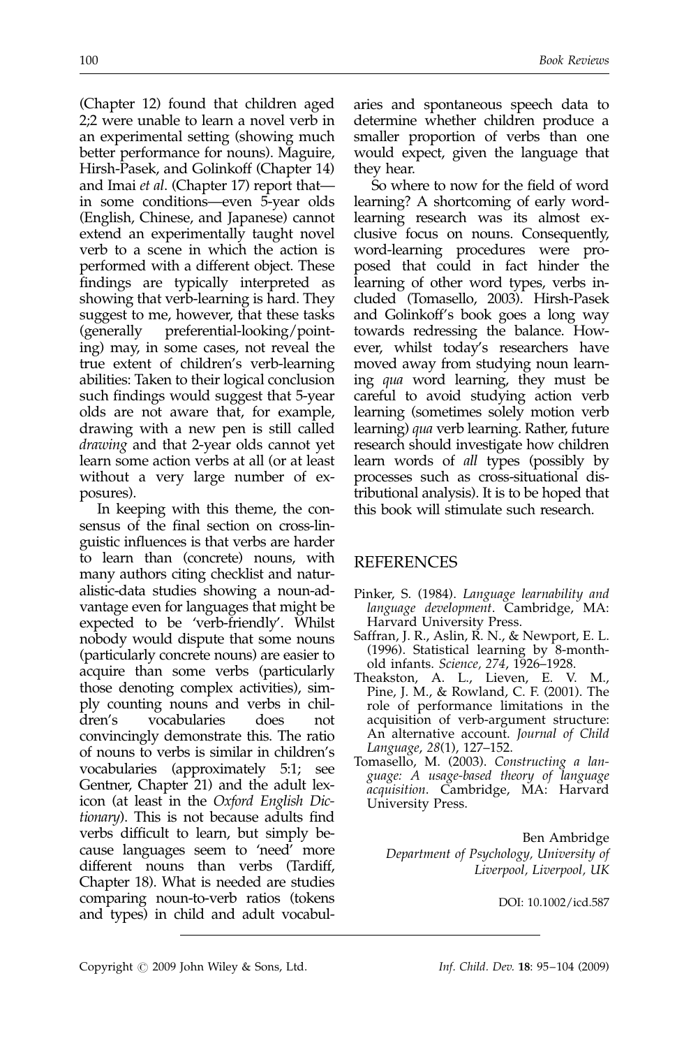(Chapter 12) found that children aged 2;2 were unable to learn a novel verb in an experimental setting (showing much better performance for nouns). Maguire, Hirsh-Pasek, and Golinkoff (Chapter 14) and Imai *et al*. (Chapter 17) report that—in some conditions—even 5-year olds (English, Chinese, and Japanese) cannot extend an experimentally taught novel verb to a scene in which the action is performed with a different object. These findings are typically interpreted as showing that verb-learning is hard. They suggest to me, however, that these tasks (generally preferential-looking/pointing) may, in some cases, not reveal the true extent of children's verb-learning abilities: Taken to their logical conclusion such findings would suggest that 5-year olds are not aware that, for example, drawing with a new pen is still called *drawing* and that 2-year olds cannot yet learn some action verbs at all (or at least without a very large number of exposures).

In keeping with this theme, the consensus of the final section on cross-linguistic influences is that verbs are harder to learn than (concrete) nouns, with many authors citing checklist and naturalistic-data studies showing a noun-advantage even for languages that might be expected to be 'verb-friendly'. Whilst nobody would dispute that some nouns (particularly concrete nouns) are easier to acquire than some verbs (particularly those denoting complex activities), simply counting nouns and verbs in children's vocabularies does not convincingly demonstrate this. The ratio of nouns to verbs is similar in children's vocabularies (approximately 5:1; see Gentner, Chapter 21) and the adult lexicon (at least in the *Oxford English Dictionary*). This is not because adults find verbs difficult to learn, but simply because languages seem to 'need' more different nouns than verbs (Tardiff, Chapter 18). What is needed are studies comparing noun-to-verb ratios (tokens and types) in child and adult vocabularies and spontaneous speech data to determine whether children produce a smaller proportion of verbs than one would expect, given the language that they hear.

So where to now for the field of word learning? A shortcoming of early word-learning research was its almost exclusive focus on nouns. Consequently, word-learning procedures were proposed that could in fact hinder the learning of other word types, verbs included (Tomasello, 2003). Hirsh-Pasek and Golinkoff's book goes a long way towards redressing the balance. However, whilst today's researchers have moved away from studying noun learning *qua* word learning, they must be careful to avoid studying action verb learning (sometimes solely motion verb learning) *qua* verb learning. Rather, future research should investigate how children learn words of *all* types (possibly by processes such as cross-situational distributional analysis). It is to be hoped that this book will stimulate such research.

## REFERENCES

Pinker, S. (1984). *Language learnability and language development*. Cambridge, MA: Harvard University Press.

Saffran, J. R., Aslin, R. N., & Newport, E. L. (1996). Statistical learning by 8-month-old infants. *Science, 274*, 1926–1928.

Theakston, A. L., Lieven, E. V. M., Pine, J. M., & Rowland, C. F. (2001). The role of performance limitations in the acquisition of verb-argument structure: An alternative account. *Journal of Child Language, 28*(1), 127–152.

Tomasello, M. (2003). *Constructing a language: A usage-based theory of language acquisition*. Cambridge, MA: Harvard University Press.

Ben Ambridge
*Department of Psychology, University of Liverpool, Liverpool, UK*

DOI: 10.1002/icd.587